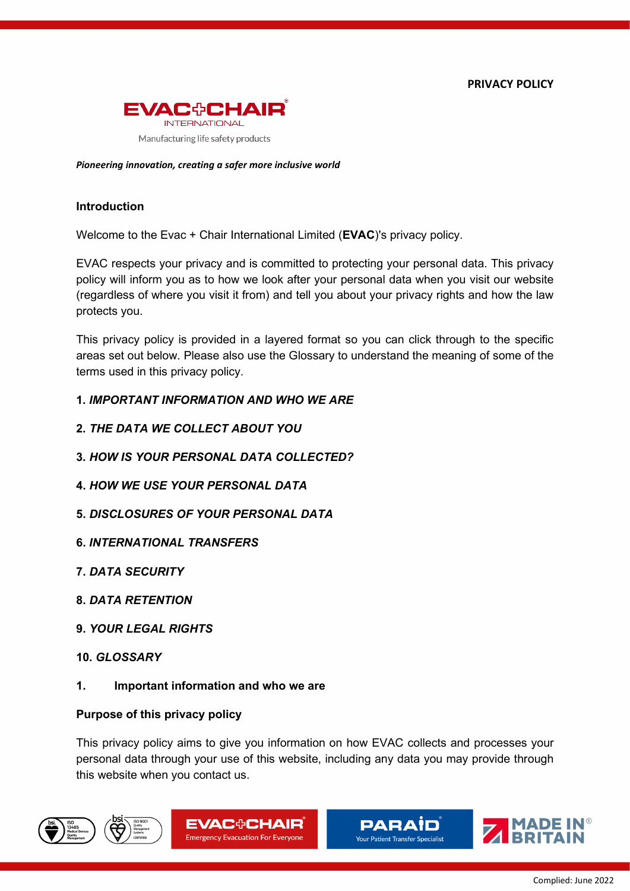**PRIVACY POLICY**

EVAC+CHAIR INTERNATIONAL

Manufacturing life safety products

***Pioneering innovation, creating a safer more inclusive world***

**Introduction**

Welcome to the Evac + Chair International Limited (**EVAC**)'s privacy policy.

EVAC respects your privacy and is committed to protecting your personal data. This privacy policy will inform you as to how we look after your personal data when you visit our website (regardless of where you visit it from) and tell you about your privacy rights and how the law protects you.

This privacy policy is provided in a layered format so you can click through to the specific areas set out below. Please also use the Glossary to understand the meaning of some of the terms used in this privacy policy.

**1.** ***IMPORTANT INFORMATION AND WHO WE ARE***

**2.** ***THE DATA WE COLLECT ABOUT YOU***

**3.** ***HOW IS YOUR PERSONAL DATA COLLECTED?***

**4.** ***HOW WE USE YOUR PERSONAL DATA***

**5.** ***DISCLOSURES OF YOUR PERSONAL DATA***

**6.** ***INTERNATIONAL TRANSFERS***

**7.** ***DATA SECURITY***

**8.** ***DATA RETENTION***

**9.** ***YOUR LEGAL RIGHTS***

**10.** ***GLOSSARY***

## 1. Important information and who we are

**Purpose of this privacy policy**

This privacy policy aims to give you information on how EVAC collects and processes your personal data through your use of this website, including any data you may provide through this website when you contact us.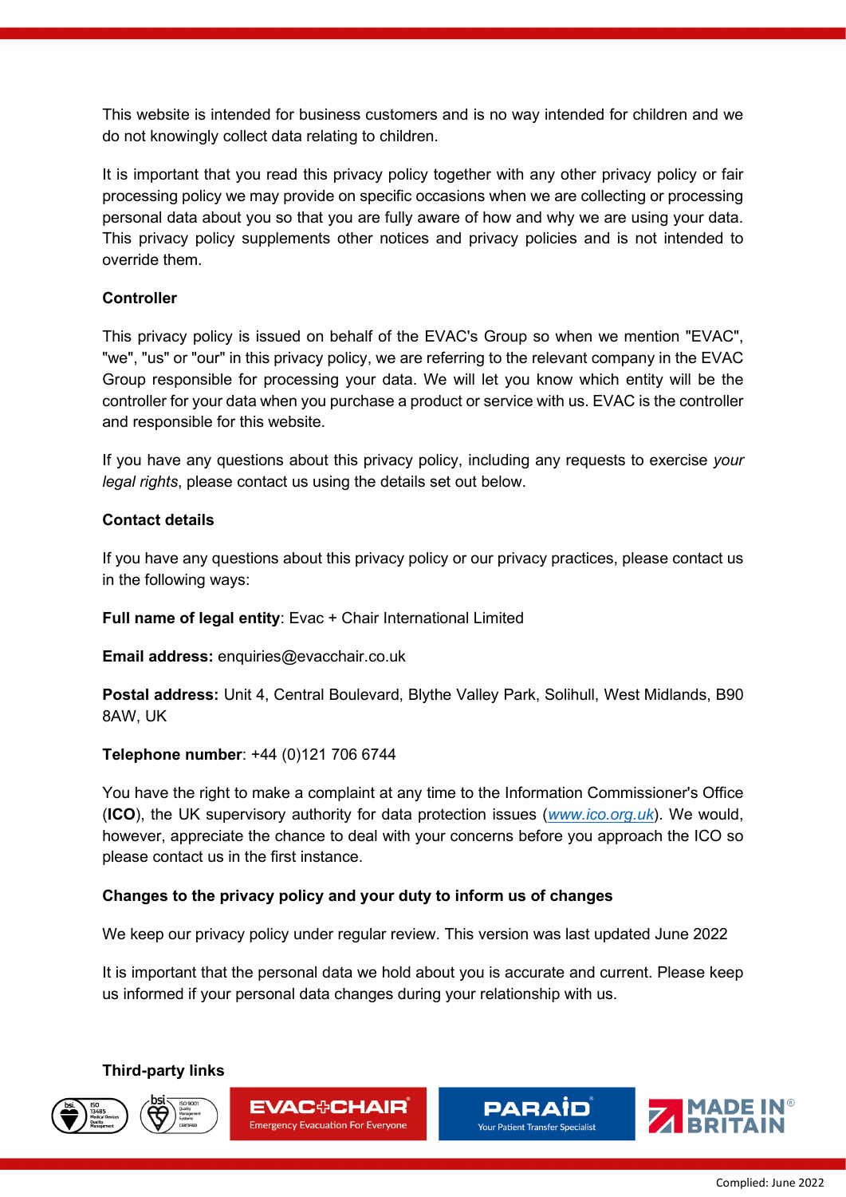This website is intended for business customers and is no way intended for children and we do not knowingly collect data relating to children.

It is important that you read this privacy policy together with any other privacy policy or fair processing policy we may provide on specific occasions when we are collecting or processing personal data about you so that you are fully aware of how and why we are using your data. This privacy policy supplements other notices and privacy policies and is not intended to override them.

**Controller**

This privacy policy is issued on behalf of the EVAC's Group so when we mention "EVAC", "we", "us" or "our" in this privacy policy, we are referring to the relevant company in the EVAC Group responsible for processing your data. We will let you know which entity will be the controller for your data when you purchase a product or service with us. EVAC is the controller and responsible for this website.

If you have any questions about this privacy policy, including any requests to exercise *your legal rights*, please contact us using the details set out below.

**Contact details**

If you have any questions about this privacy policy or our privacy practices, please contact us in the following ways:

**Full name of legal entity**: Evac + Chair International Limited

**Email address:** enquiries@evacchair.co.uk

**Postal address:** Unit 4, Central Boulevard, Blythe Valley Park, Solihull, West Midlands, B90 8AW, UK

**Telephone number**: +44 (0)121 706 6744

You have the right to make a complaint at any time to the Information Commissioner's Office (**ICO**), the UK supervisory authority for data protection issues (*www.ico.org.uk*). We would, however, appreciate the chance to deal with your concerns before you approach the ICO so please contact us in the first instance.

**Changes to the privacy policy and your duty to inform us of changes**

We keep our privacy policy under regular review. This version was last updated June 2022

It is important that the personal data we hold about you is accurate and current. Please keep us informed if your personal data changes during your relationship with us.

**Third-party links**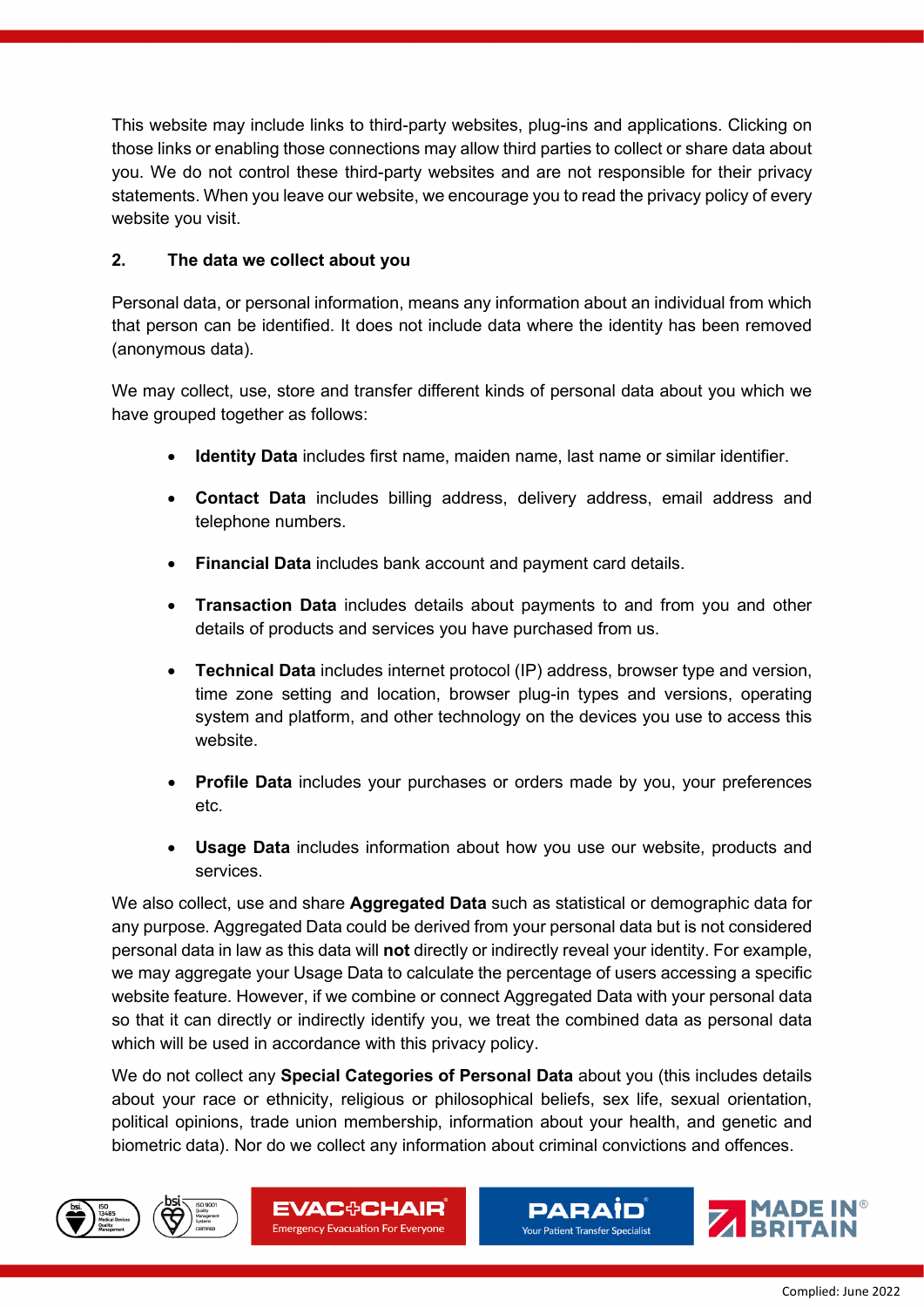This website may include links to third-party websites, plug-ins and applications. Clicking on those links or enabling those connections may allow third parties to collect or share data about you. We do not control these third-party websites and are not responsible for their privacy statements. When you leave our website, we encourage you to read the privacy policy of every website you visit.

## 2. The data we collect about you

Personal data, or personal information, means any information about an individual from which that person can be identified. It does not include data where the identity has been removed (anonymous data).

We may collect, use, store and transfer different kinds of personal data about you which we have grouped together as follows:

- **Identity Data** includes first name, maiden name, last name or similar identifier.
- **Contact Data** includes billing address, delivery address, email address and telephone numbers.
- **Financial Data** includes bank account and payment card details.
- **Transaction Data** includes details about payments to and from you and other details of products and services you have purchased from us.
- **Technical Data** includes internet protocol (IP) address, browser type and version, time zone setting and location, browser plug-in types and versions, operating system and platform, and other technology on the devices you use to access this website.
- **Profile Data** includes your purchases or orders made by you, your preferences etc.
- **Usage Data** includes information about how you use our website, products and services.

We also collect, use and share **Aggregated Data** such as statistical or demographic data for any purpose. Aggregated Data could be derived from your personal data but is not considered personal data in law as this data will **not** directly or indirectly reveal your identity. For example, we may aggregate your Usage Data to calculate the percentage of users accessing a specific website feature. However, if we combine or connect Aggregated Data with your personal data so that it can directly or indirectly identify you, we treat the combined data as personal data which will be used in accordance with this privacy policy.

We do not collect any **Special Categories of Personal Data** about you (this includes details about your race or ethnicity, religious or philosophical beliefs, sex life, sexual orientation, political opinions, trade union membership, information about your health, and genetic and biometric data). Nor do we collect any information about criminal convictions and offences.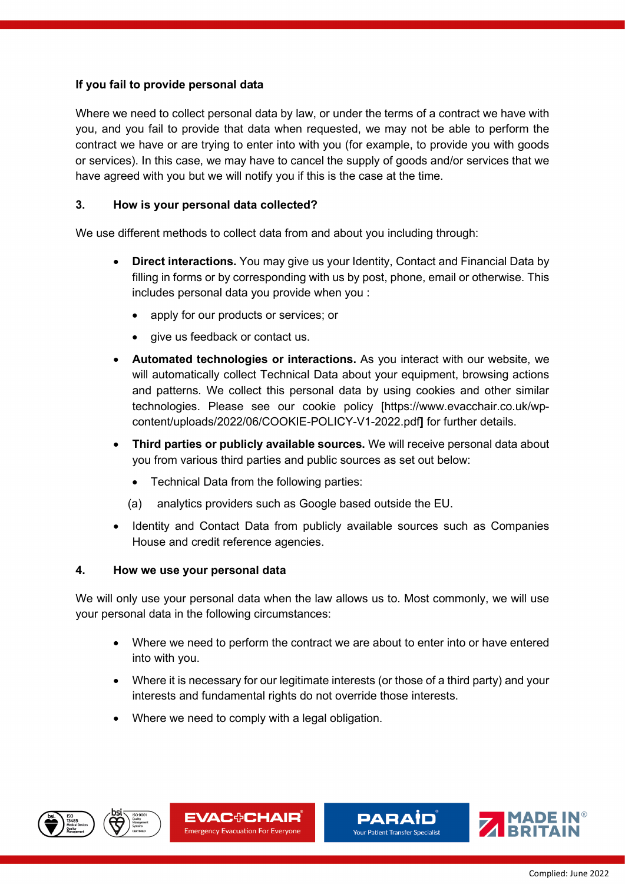**If you fail to provide personal data**

Where we need to collect personal data by law, or under the terms of a contract we have with you, and you fail to provide that data when requested, we may not be able to perform the contract we have or are trying to enter into with you (for example, to provide you with goods or services). In this case, we may have to cancel the supply of goods and/or services that we have agreed with you but we will notify you if this is the case at the time.

## 3. How is your personal data collected?

We use different methods to collect data from and about you including through:

- **Direct interactions.** You may give us your Identity, Contact and Financial Data by filling in forms or by corresponding with us by post, phone, email or otherwise. This includes personal data you provide when you :
  - apply for our products or services; or
  - give us feedback or contact us.
- **Automated technologies or interactions.** As you interact with our website, we will automatically collect Technical Data about your equipment, browsing actions and patterns. We collect this personal data by using cookies and other similar technologies. Please see our cookie policy [https://www.evacchair.co.uk/wp-content/uploads/2022/06/COOKIE-POLICY-V1-2022.pdf**]** for further details.
- **Third parties or publicly available sources.** We will receive personal data about you from various third parties and public sources as set out below:
  - Technical Data from the following parties:

    (a) analytics providers such as Google based outside the EU.
- Identity and Contact Data from publicly available sources such as Companies House and credit reference agencies.

## 4. How we use your personal data

We will only use your personal data when the law allows us to. Most commonly, we will use your personal data in the following circumstances:

- Where we need to perform the contract we are about to enter into or have entered into with you.
- Where it is necessary for our legitimate interests (or those of a third party) and your interests and fundamental rights do not override those interests.
- Where we need to comply with a legal obligation.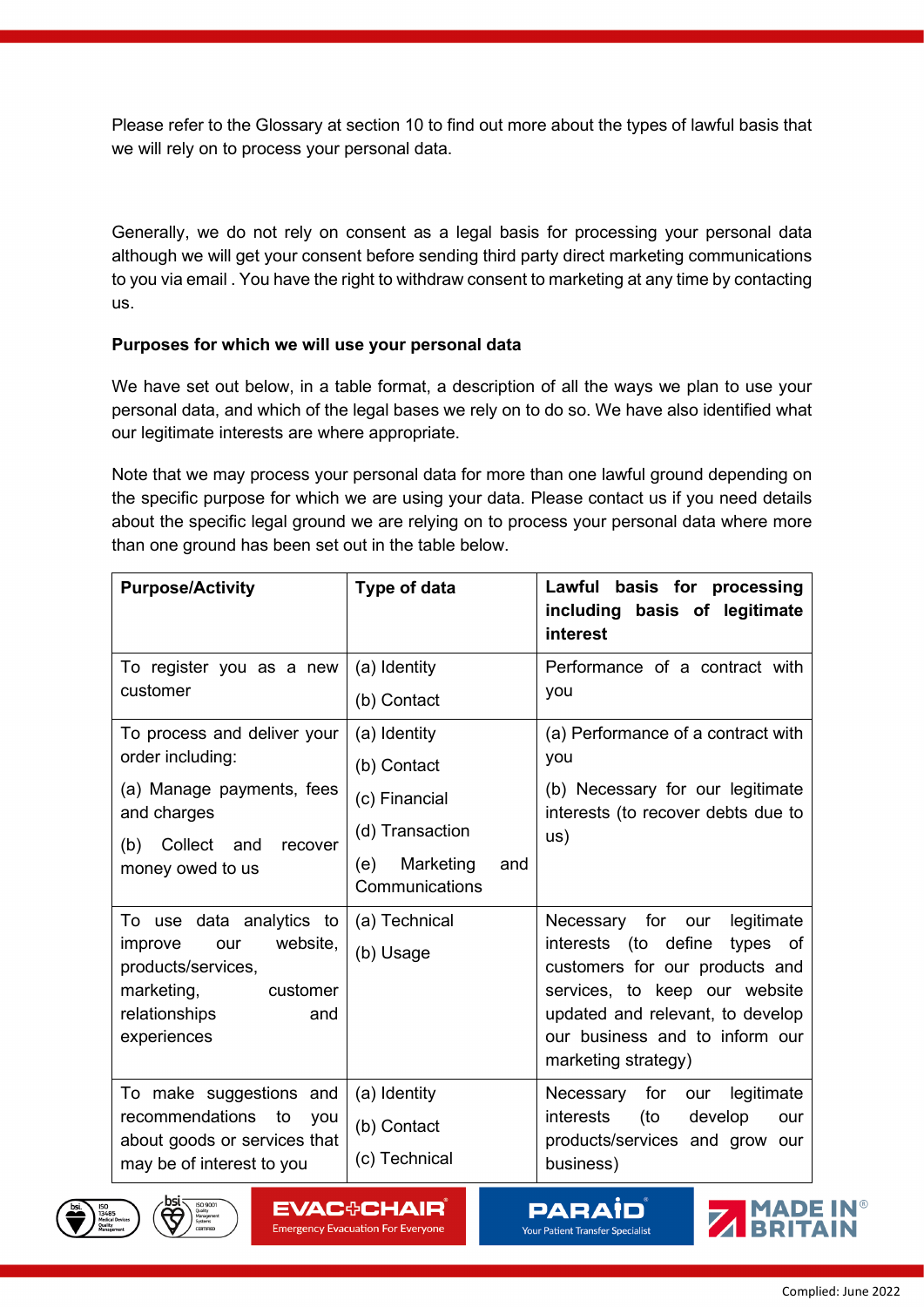Please refer to the Glossary at section 10 to find out more about the types of lawful basis that we will rely on to process your personal data.

Generally, we do not rely on consent as a legal basis for processing your personal data although we will get your consent before sending third party direct marketing communications to you via email . You have the right to withdraw consent to marketing at any time by contacting us.

**Purposes for which we will use your personal data**

We have set out below, in a table format, a description of all the ways we plan to use your personal data, and which of the legal bases we rely on to do so. We have also identified what our legitimate interests are where appropriate.

Note that we may process your personal data for more than one lawful ground depending on the specific purpose for which we are using your data. Please contact us if you need details about the specific legal ground we are relying on to process your personal data where more than one ground has been set out in the table below.

| Purpose/Activity | Type of data | Lawful basis for processing including basis of legitimate interest |
|---|---|---|
| To register you as a new customer | (a) Identity<br>(b) Contact | Performance of a contract with you |
| To process and deliver your order including:<br>(a) Manage payments, fees and charges<br>(b) Collect and recover money owed to us | (a) Identity<br>(b) Contact<br>(c) Financial<br>(d) Transaction<br>(e) Marketing and Communications | (a) Performance of a contract with you<br>(b) Necessary for our legitimate interests (to recover debts due to us) |
| To use data analytics to improve our website, products/services, marketing, customer relationships and experiences | (a) Technical<br>(b) Usage | Necessary for our legitimate interests (to define types of customers for our products and services, to keep our website updated and relevant, to develop our business and to inform our marketing strategy) |
| To make suggestions and recommendations to you about goods or services that may be of interest to you | (a) Identity<br>(b) Contact<br>(c) Technical | Necessary for our legitimate interests (to develop our products/services and grow our business) |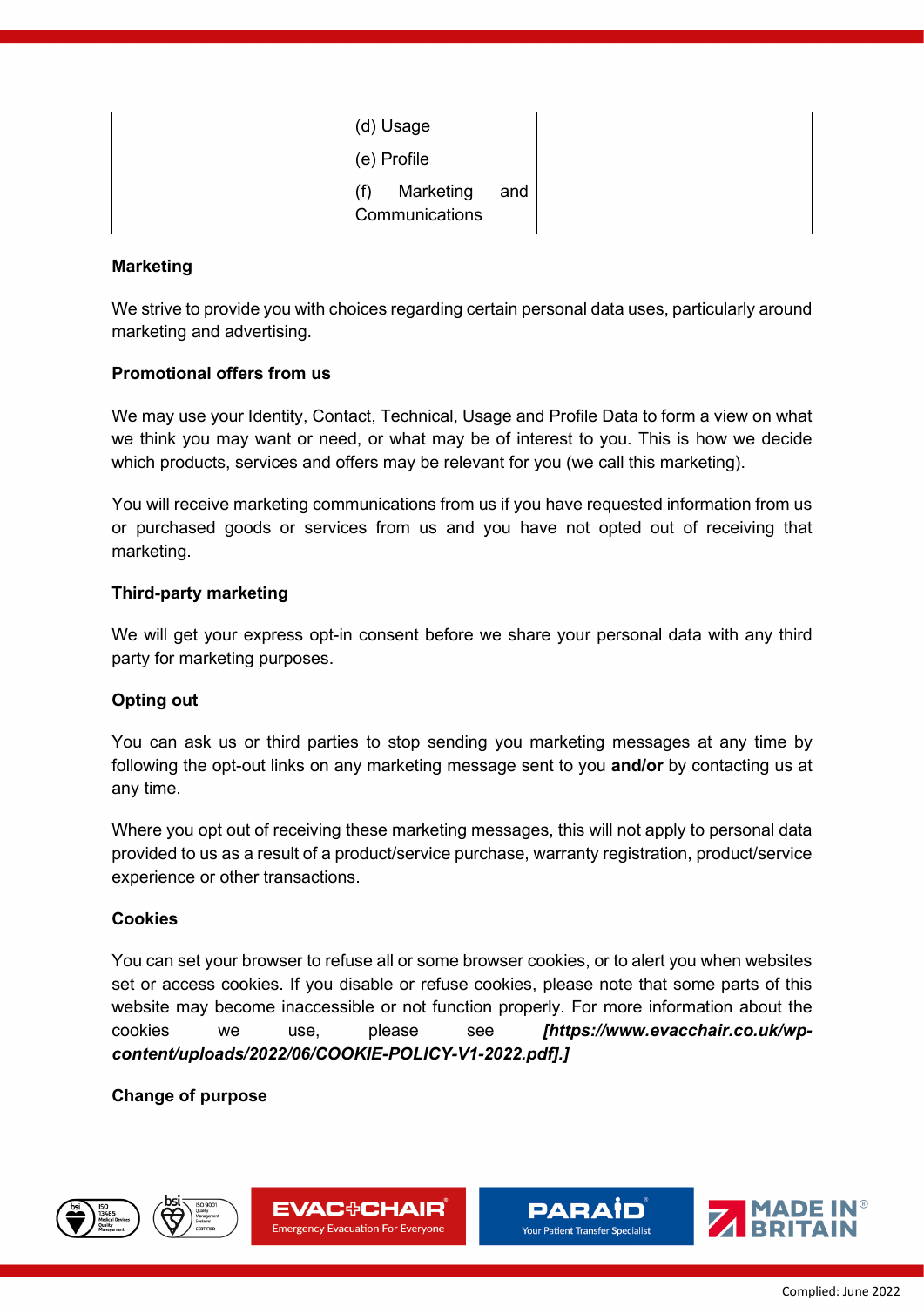|  | (d) Usage<br>(e) Profile<br>(f) Marketing and Communications |  |
|---|---|---|

**Marketing**

We strive to provide you with choices regarding certain personal data uses, particularly around marketing and advertising.

**Promotional offers from us**

We may use your Identity, Contact, Technical, Usage and Profile Data to form a view on what we think you may want or need, or what may be of interest to you. This is how we decide which products, services and offers may be relevant for you (we call this marketing).

You will receive marketing communications from us if you have requested information from us or purchased goods or services from us and you have not opted out of receiving that marketing.

**Third-party marketing**

We will get your express opt-in consent before we share your personal data with any third party for marketing purposes.

**Opting out**

You can ask us or third parties to stop sending you marketing messages at any time by following the opt-out links on any marketing message sent to you **and/or** by contacting us at any time.

Where you opt out of receiving these marketing messages, this will not apply to personal data provided to us as a result of a product/service purchase, warranty registration, product/service experience or other transactions.

**Cookies**

You can set your browser to refuse all or some browser cookies, or to alert you when websites set or access cookies. If you disable or refuse cookies, please note that some parts of this website may become inaccessible or not function properly. For more information about the cookies we use, please see ***[https://www.evacchair.co.uk/wp-content/uploads/2022/06/COOKIE-POLICY-V1-2022.pdf].]***

**Change of purpose**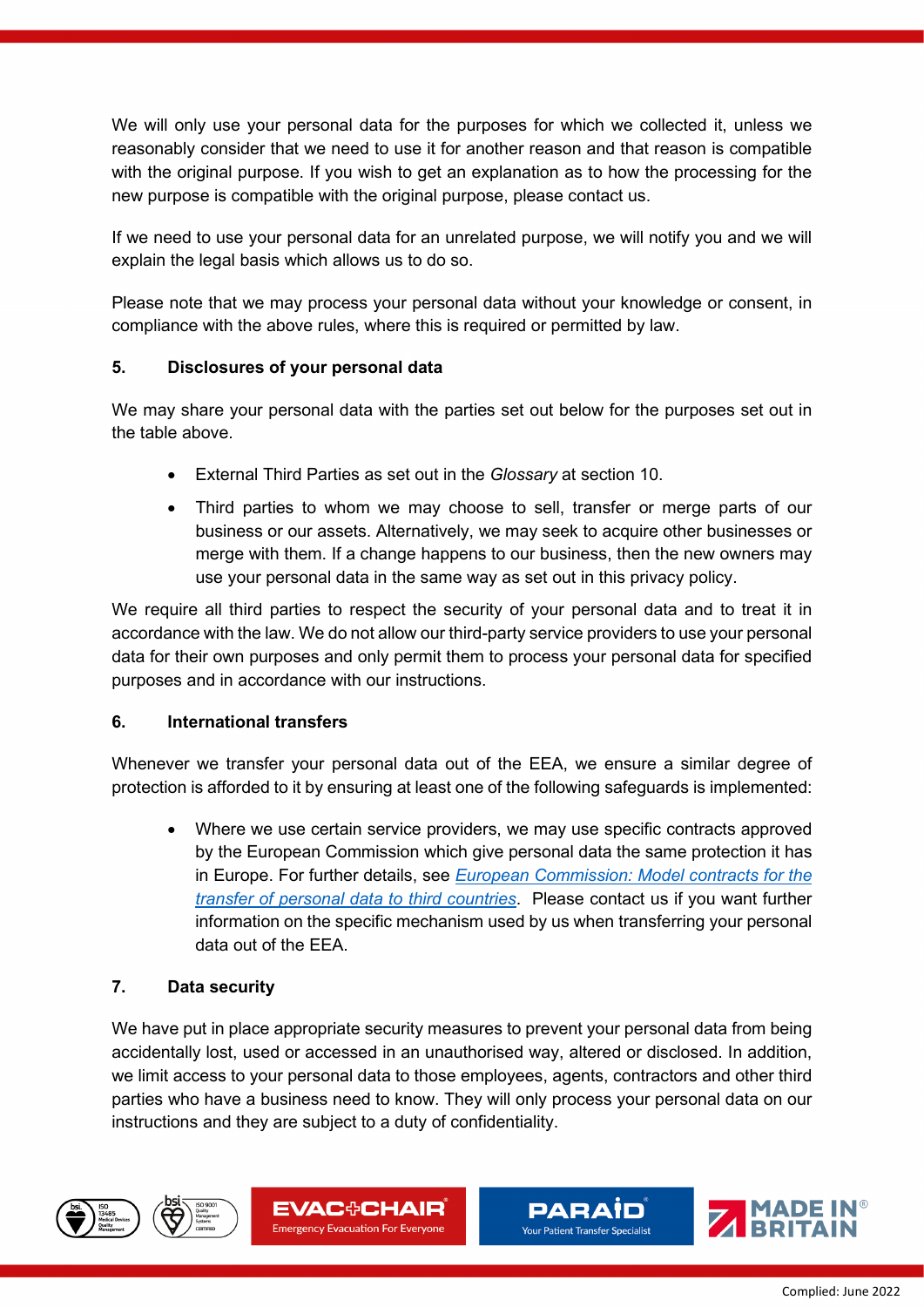We will only use your personal data for the purposes for which we collected it, unless we reasonably consider that we need to use it for another reason and that reason is compatible with the original purpose. If you wish to get an explanation as to how the processing for the new purpose is compatible with the original purpose, please contact us.

If we need to use your personal data for an unrelated purpose, we will notify you and we will explain the legal basis which allows us to do so.

Please note that we may process your personal data without your knowledge or consent, in compliance with the above rules, where this is required or permitted by law.

## 5. Disclosures of your personal data

We may share your personal data with the parties set out below for the purposes set out in the table above.

- External Third Parties as set out in the *Glossary* at section 10.
- Third parties to whom we may choose to sell, transfer or merge parts of our business or our assets. Alternatively, we may seek to acquire other businesses or merge with them. If a change happens to our business, then the new owners may use your personal data in the same way as set out in this privacy policy.

We require all third parties to respect the security of your personal data and to treat it in accordance with the law. We do not allow our third-party service providers to use your personal data for their own purposes and only permit them to process your personal data for specified purposes and in accordance with our instructions.

## 6. International transfers

Whenever we transfer your personal data out of the EEA, we ensure a similar degree of protection is afforded to it by ensuring at least one of the following safeguards is implemented:

- Where we use certain service providers, we may use specific contracts approved by the European Commission which give personal data the same protection it has in Europe. For further details, see *European Commission: Model contracts for the transfer of personal data to third countries*. Please contact us if you want further information on the specific mechanism used by us when transferring your personal data out of the EEA.

## 7. Data security

We have put in place appropriate security measures to prevent your personal data from being accidentally lost, used or accessed in an unauthorised way, altered or disclosed. In addition, we limit access to your personal data to those employees, agents, contractors and other third parties who have a business need to know. They will only process your personal data on our instructions and they are subject to a duty of confidentiality.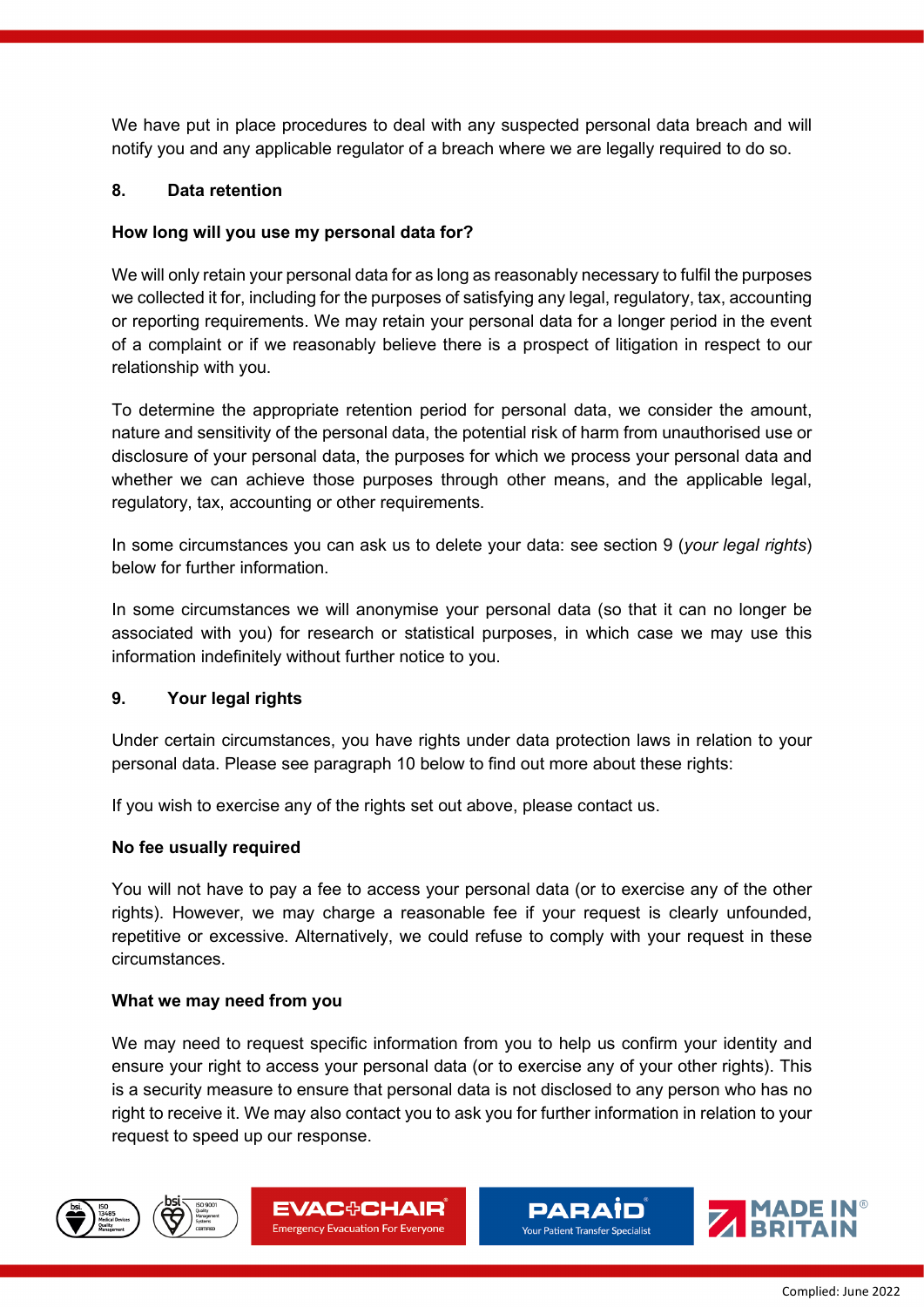We have put in place procedures to deal with any suspected personal data breach and will notify you and any applicable regulator of a breach where we are legally required to do so.

## 8. Data retention

**How long will you use my personal data for?**

We will only retain your personal data for as long as reasonably necessary to fulfil the purposes we collected it for, including for the purposes of satisfying any legal, regulatory, tax, accounting or reporting requirements. We may retain your personal data for a longer period in the event of a complaint or if we reasonably believe there is a prospect of litigation in respect to our relationship with you.

To determine the appropriate retention period for personal data, we consider the amount, nature and sensitivity of the personal data, the potential risk of harm from unauthorised use or disclosure of your personal data, the purposes for which we process your personal data and whether we can achieve those purposes through other means, and the applicable legal, regulatory, tax, accounting or other requirements.

In some circumstances you can ask us to delete your data: see section 9 (*your legal rights*) below for further information.

In some circumstances we will anonymise your personal data (so that it can no longer be associated with you) for research or statistical purposes, in which case we may use this information indefinitely without further notice to you.

## 9. Your legal rights

Under certain circumstances, you have rights under data protection laws in relation to your personal data. Please see paragraph 10 below to find out more about these rights:

If you wish to exercise any of the rights set out above, please contact us.

**No fee usually required**

You will not have to pay a fee to access your personal data (or to exercise any of the other rights). However, we may charge a reasonable fee if your request is clearly unfounded, repetitive or excessive. Alternatively, we could refuse to comply with your request in these circumstances.

**What we may need from you**

We may need to request specific information from you to help us confirm your identity and ensure your right to access your personal data (or to exercise any of your other rights). This is a security measure to ensure that personal data is not disclosed to any person who has no right to receive it. We may also contact you to ask you for further information in relation to your request to speed up our response.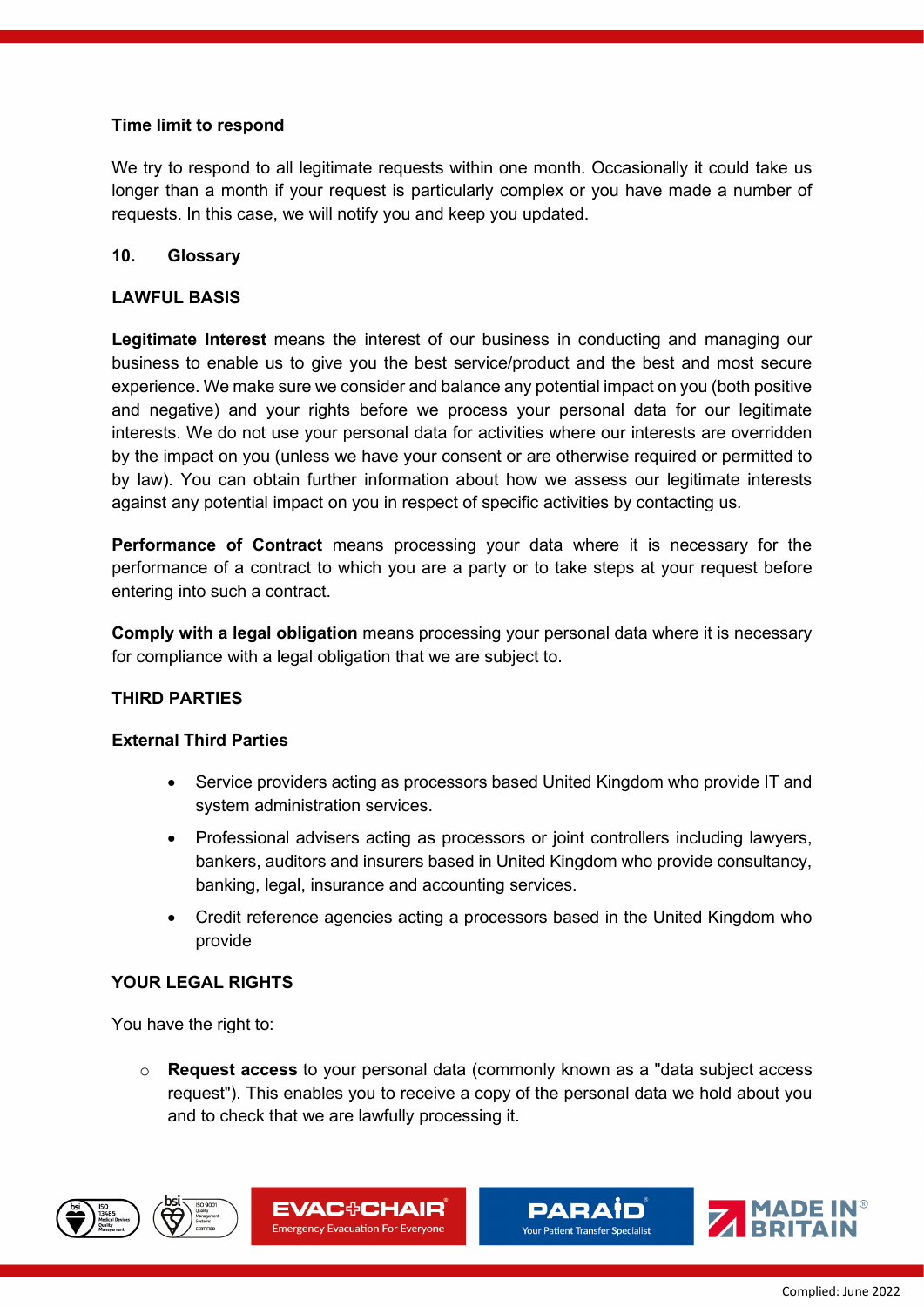**Time limit to respond**

We try to respond to all legitimate requests within one month. Occasionally it could take us longer than a month if your request is particularly complex or you have made a number of requests. In this case, we will notify you and keep you updated.

## 10. Glossary

**LAWFUL BASIS**

**Legitimate Interest** means the interest of our business in conducting and managing our business to enable us to give you the best service/product and the best and most secure experience. We make sure we consider and balance any potential impact on you (both positive and negative) and your rights before we process your personal data for our legitimate interests. We do not use your personal data for activities where our interests are overridden by the impact on you (unless we have your consent or are otherwise required or permitted to by law). You can obtain further information about how we assess our legitimate interests against any potential impact on you in respect of specific activities by contacting us.

**Performance of Contract** means processing your data where it is necessary for the performance of a contract to which you are a party or to take steps at your request before entering into such a contract.

**Comply with a legal obligation** means processing your personal data where it is necessary for compliance with a legal obligation that we are subject to.

**THIRD PARTIES**

**External Third Parties**

- Service providers acting as processors based United Kingdom who provide IT and system administration services.
- Professional advisers acting as processors or joint controllers including lawyers, bankers, auditors and insurers based in United Kingdom who provide consultancy, banking, legal, insurance and accounting services.
- Credit reference agencies acting a processors based in the United Kingdom who provide

**YOUR LEGAL RIGHTS**

You have the right to:

- **Request access** to your personal data (commonly known as a "data subject access request"). This enables you to receive a copy of the personal data we hold about you and to check that we are lawfully processing it.

Complied: June 2022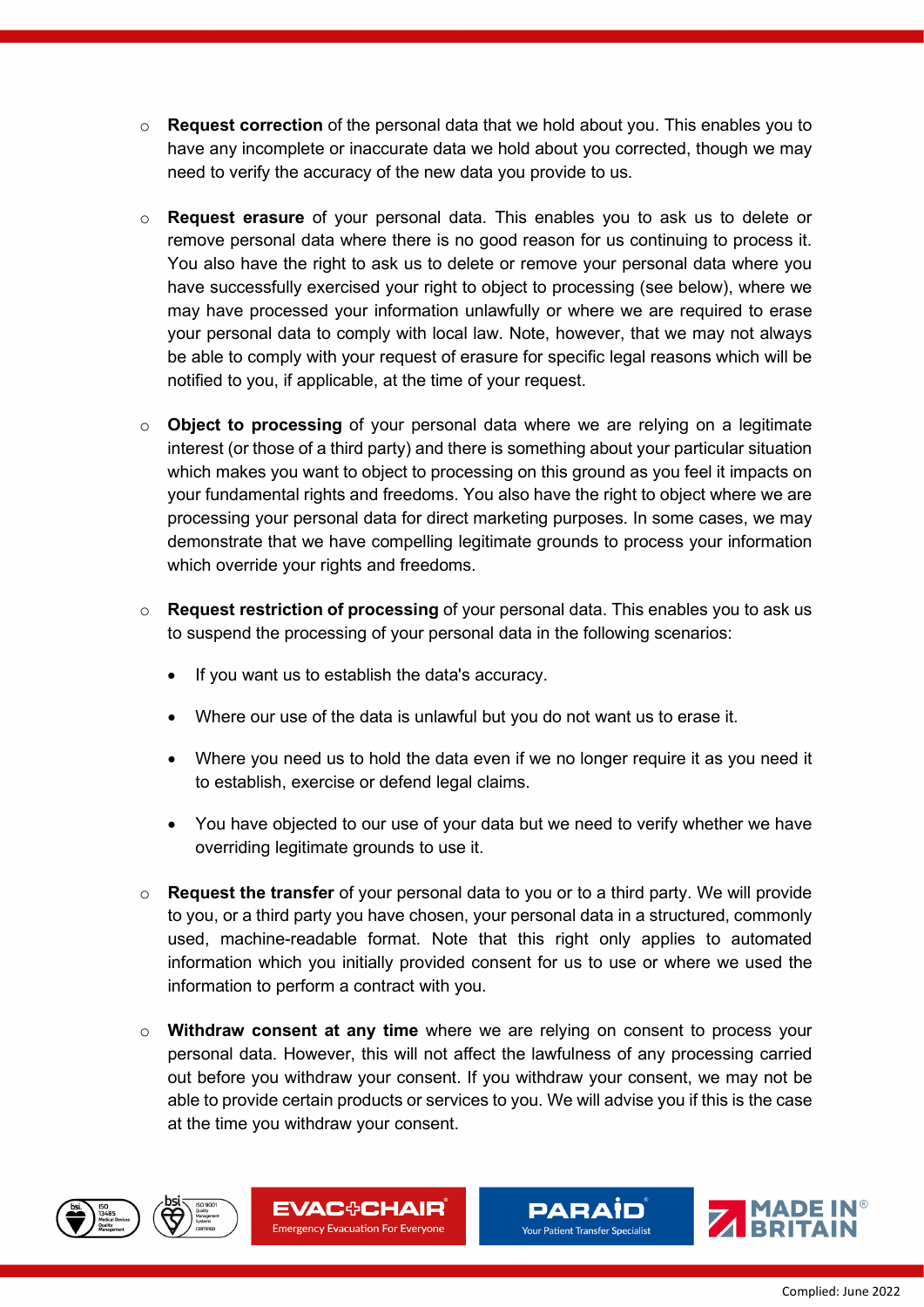- **Request correction** of the personal data that we hold about you. This enables you to have any incomplete or inaccurate data we hold about you corrected, though we may need to verify the accuracy of the new data you provide to us.

- **Request erasure** of your personal data. This enables you to ask us to delete or remove personal data where there is no good reason for us continuing to process it. You also have the right to ask us to delete or remove your personal data where you have successfully exercised your right to object to processing (see below), where we may have processed your information unlawfully or where we are required to erase your personal data to comply with local law. Note, however, that we may not always be able to comply with your request of erasure for specific legal reasons which will be notified to you, if applicable, at the time of your request.

- **Object to processing** of your personal data where we are relying on a legitimate interest (or those of a third party) and there is something about your particular situation which makes you want to object to processing on this ground as you feel it impacts on your fundamental rights and freedoms. You also have the right to object where we are processing your personal data for direct marketing purposes. In some cases, we may demonstrate that we have compelling legitimate grounds to process your information which override your rights and freedoms.

- **Request restriction of processing** of your personal data. This enables you to ask us to suspend the processing of your personal data in the following scenarios:

  - If you want us to establish the data's accuracy.
  - Where our use of the data is unlawful but you do not want us to erase it.
  - Where you need us to hold the data even if we no longer require it as you need it to establish, exercise or defend legal claims.
  - You have objected to our use of your data but we need to verify whether we have overriding legitimate grounds to use it.

- **Request the transfer** of your personal data to you or to a third party. We will provide to you, or a third party you have chosen, your personal data in a structured, commonly used, machine-readable format. Note that this right only applies to automated information which you initially provided consent for us to use or where we used the information to perform a contract with you.

- **Withdraw consent at any time** where we are relying on consent to process your personal data. However, this will not affect the lawfulness of any processing carried out before you withdraw your consent. If you withdraw your consent, we may not be able to provide certain products or services to you. We will advise you if this is the case at the time you withdraw your consent.

Complied: June 2022